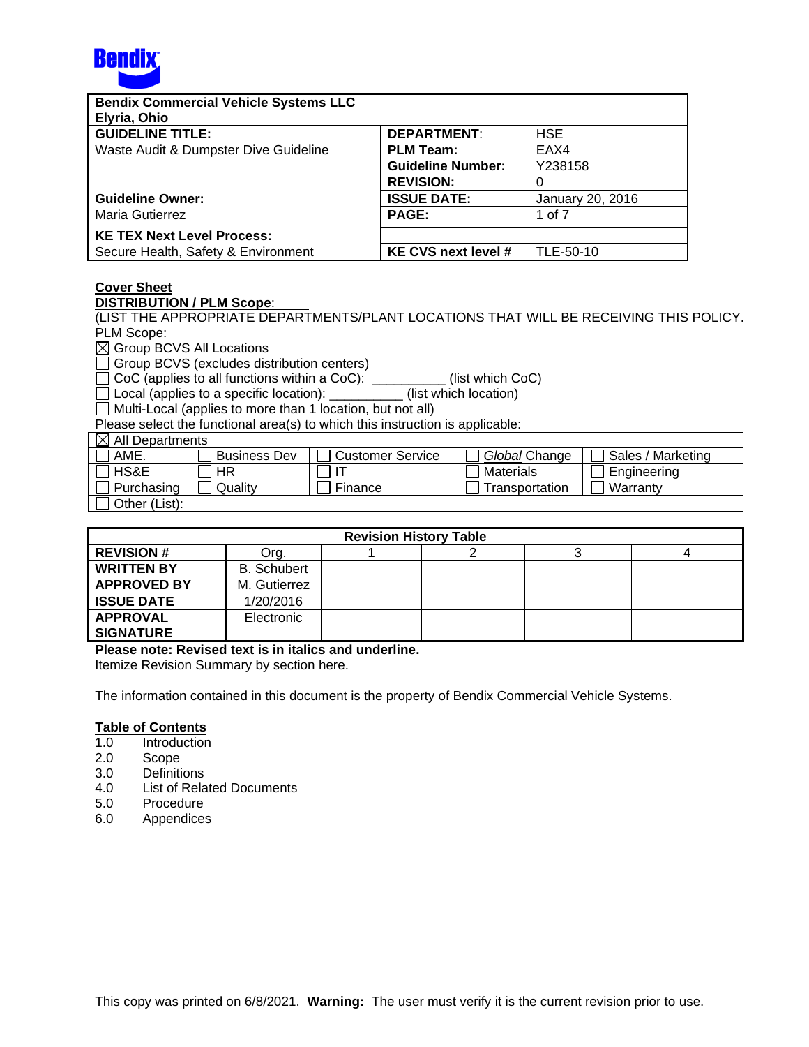| **Bendix Commercial Vehicle Systems LLC**<br>**Elyria, Ohio** | | |
|---|---|---|
| **GUIDELINE TITLE:** | **DEPARTMENT**: | HSE |
| Waste Audit & Dumpster Dive Guideline | **PLM Team:** | EAX4 |
| | **Guideline Number:** | Y238158 |
| | **REVISION:** | 0 |
| **Guideline Owner:** | **ISSUE DATE:** | January 20, 2016 |
| Maria Gutierrez | **PAGE:** | 1 of 7 |
| **KE TEX Next Level Process:** | | |
| Secure Health, Safety & Environment | **KE CVS next level #** | TLE-50-10 |

**Cover Sheet**

**DISTRIBUTION / PLM Scope**:

(LIST THE APPROPRIATE DEPARTMENTS/PLANT LOCATIONS THAT WILL BE RECEIVING THIS POLICY.

PLM Scope:

☒ Group BCVS All Locations
☐ Group BCVS (excludes distribution centers)
☐ CoC (applies to all functions within a CoC): __________ (list which CoC)
☐ Local (applies to a specific location): __________ (list which location)
☐ Multi-Local (applies to more than 1 location, but not all)

Please select the functional area(s) to which this instruction is applicable:

| ☒ All Departments | | | | |
|---|---|---|---|---|
| ☐ AME. | ☐ Business Dev | ☐ Customer Service | ☐ *Global* Change | ☐ Sales / Marketing |
| ☐ HS&E | ☐ HR | ☐ IT | ☐ Materials | ☐ Engineering |
| ☐ Purchasing | ☐ Quality | ☐ Finance | ☐ Transportation | ☐ Warranty |
| ☐ Other (List): | | | | |

| **Revision History Table** | | | | | |
|---|---|---|---|---|---|
| **REVISION #** | Org. | 1 | 2 | 3 | 4 |
| **WRITTEN BY** | B. Schubert | | | | |
| **APPROVED BY** | M. Gutierrez | | | | |
| **ISSUE DATE** | 1/20/2016 | | | | |
| **APPROVAL SIGNATURE** | Electronic | | | | |

**Please note: Revised text is in italics and underline.**

Itemize Revision Summary by section here.

The information contained in this document is the property of Bendix Commercial Vehicle Systems.

**Table of Contents**

1.0 Introduction
2.0 Scope
3.0 Definitions
4.0 List of Related Documents
5.0 Procedure
6.0 Appendices

This copy was printed on 6/8/2021. **Warning:** The user must verify it is the current revision prior to use.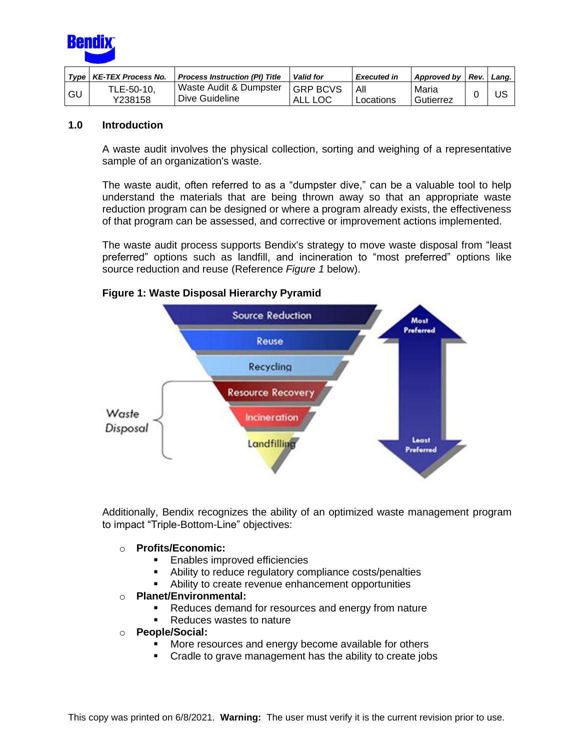| Type | KE-TEX Process No. | Process Instruction (PI) Title | Valid for | Executed in | Approved by | Rev. | Lang. |
|---|---|---|---|---|---|---|---|
| GU | TLE-50-10, Y238158 | Waste Audit & Dumpster Dive Guideline | GRP BCVS ALL LOC | All Locations | Maria Gutierrez | 0 | US |

## 1.0 Introduction

A waste audit involves the physical collection, sorting and weighing of a representative sample of an organization's waste.

The waste audit, often referred to as a "dumpster dive," can be a valuable tool to help understand the materials that are being thrown away so that an appropriate waste reduction program can be designed or where a program already exists, the effectiveness of that program can be assessed, and corrective or improvement actions implemented.

The waste audit process supports Bendix's strategy to move waste disposal from "least preferred" options such as landfill, and incineration to "most preferred" options like source reduction and reuse (Reference *Figure 1* below).

**Figure 1: Waste Disposal Hierarchy Pyramid**

Additionally, Bendix recognizes the ability of an optimized waste management program to impact "Triple-Bottom-Line" objectives:

- **Profits/Economic:**
  - Enables improved efficiencies
  - Ability to reduce regulatory compliance costs/penalties
  - Ability to create revenue enhancement opportunities
- **Planet/Environmental:**
  - Reduces demand for resources and energy from nature
  - Reduces wastes to nature
- **People/Social:**
  - More resources and energy become available for others
  - Cradle to grave management has the ability to create jobs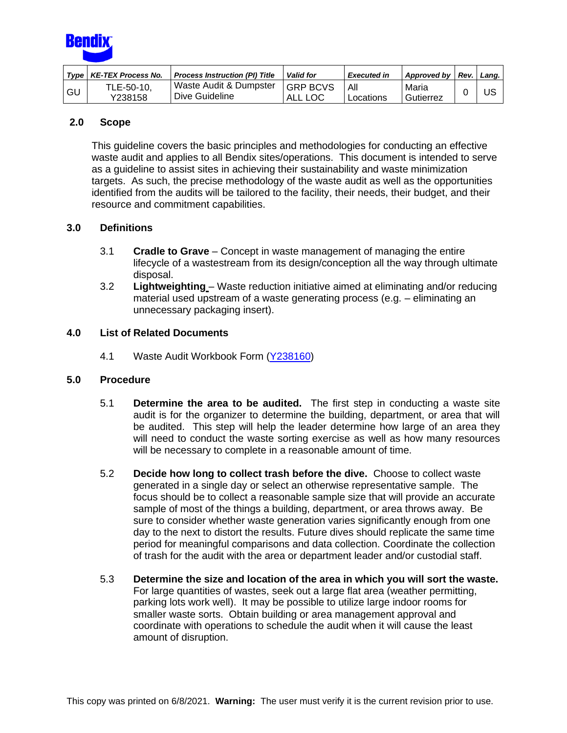| Type | KE-TEX Process No. | Process Instruction (PI) Title | Valid for | Executed in | Approved by | Rev. | Lang. |
|---|---|---|---|---|---|---|---|
| GU | TLE-50-10, Y238158 | Waste Audit & Dumpster Dive Guideline | GRP BCVS ALL LOC | All Locations | Maria Gutierrez | 0 | US |

## 2.0 Scope

This guideline covers the basic principles and methodologies for conducting an effective waste audit and applies to all Bendix sites/operations. This document is intended to serve as a guideline to assist sites in achieving their sustainability and waste minimization targets. As such, the precise methodology of the waste audit as well as the opportunities identified from the audits will be tailored to the facility, their needs, their budget, and their resource and commitment capabilities.

## 3.0 Definitions

3.1 **Cradle to Grave** – Concept in waste management of managing the entire lifecycle of a wastestream from its design/conception all the way through ultimate disposal.

3.2 **Lightweighting** – Waste reduction initiative aimed at eliminating and/or reducing material used upstream of a waste generating process (e.g. – eliminating an unnecessary packaging insert).

## 4.0 List of Related Documents

4.1 Waste Audit Workbook Form (Y238160)

## 5.0 Procedure

5.1 **Determine the area to be audited.** The first step in conducting a waste site audit is for the organizer to determine the building, department, or area that will be audited. This step will help the leader determine how large of an area they will need to conduct the waste sorting exercise as well as how many resources will be necessary to complete in a reasonable amount of time.

5.2 **Decide how long to collect trash before the dive.** Choose to collect waste generated in a single day or select an otherwise representative sample. The focus should be to collect a reasonable sample size that will provide an accurate sample of most of the things a building, department, or area throws away. Be sure to consider whether waste generation varies significantly enough from one day to the next to distort the results. Future dives should replicate the same time period for meaningful comparisons and data collection. Coordinate the collection of trash for the audit with the area or department leader and/or custodial staff.

5.3 **Determine the size and location of the area in which you will sort the waste.** For large quantities of wastes, seek out a large flat area (weather permitting, parking lots work well). It may be possible to utilize large indoor rooms for smaller waste sorts. Obtain building or area management approval and coordinate with operations to schedule the audit when it will cause the least amount of disruption.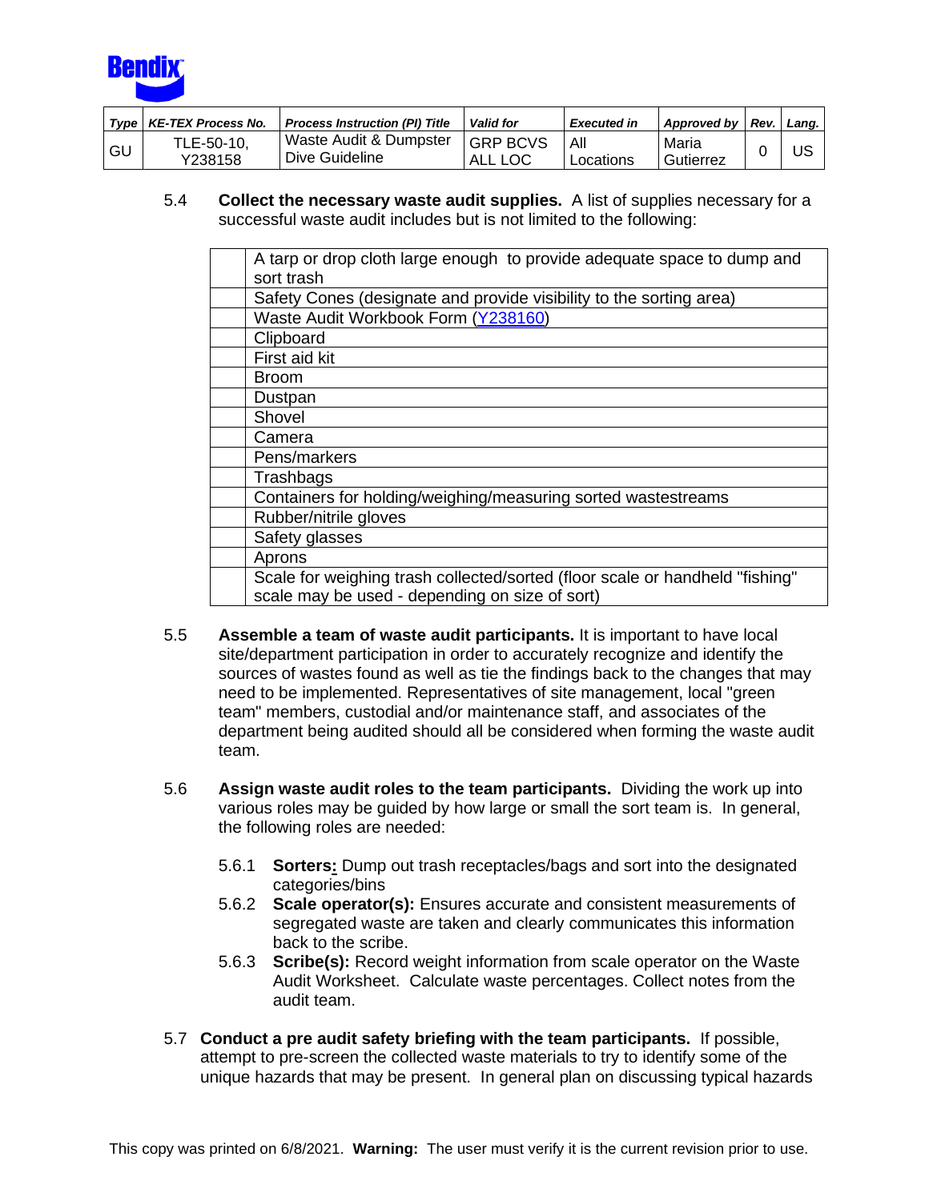| Type | KE-TEX Process No. | Process Instruction (PI) Title | Valid for | Executed in | Approved by | Rev. | Lang. |
|---|---|---|---|---|---|---|---|
| GU | TLE-50-10, Y238158 | Waste Audit & Dumpster Dive Guideline | GRP BCVS ALL LOC | All Locations | Maria Gutierrez | 0 | US |

5.4 **Collect the necessary waste audit supplies.** A list of supplies necessary for a successful waste audit includes but is not limited to the following:

| | |
|---|---|
| | A tarp or drop cloth large enough to provide adequate space to dump and sort trash |
| | Safety Cones (designate and provide visibility to the sorting area) |
| | Waste Audit Workbook Form (Y238160) |
| | Clipboard |
| | First aid kit |
| | Broom |
| | Dustpan |
| | Shovel |
| | Camera |
| | Pens/markers |
| | Trashbags |
| | Containers for holding/weighing/measuring sorted wastestreams |
| | Rubber/nitrile gloves |
| | Safety glasses |
| | Aprons |
| | Scale for weighing trash collected/sorted (floor scale or handheld "fishing" scale may be used - depending on size of sort) |

5.5 **Assemble a team of waste audit participants.** It is important to have local site/department participation in order to accurately recognize and identify the sources of wastes found as well as tie the findings back to the changes that may need to be implemented. Representatives of site management, local "green team" members, custodial and/or maintenance staff, and associates of the department being audited should all be considered when forming the waste audit team.

5.6 **Assign waste audit roles to the team participants.** Dividing the work up into various roles may be guided by how large or small the sort team is. In general, the following roles are needed:

5.6.1 **Sorters:** Dump out trash receptacles/bags and sort into the designated categories/bins

5.6.2 **Scale operator(s):** Ensures accurate and consistent measurements of segregated waste are taken and clearly communicates this information back to the scribe.

5.6.3 **Scribe(s):** Record weight information from scale operator on the Waste Audit Worksheet. Calculate waste percentages. Collect notes from the audit team.

5.7 **Conduct a pre audit safety briefing with the team participants.** If possible, attempt to pre-screen the collected waste materials to try to identify some of the unique hazards that may be present. In general plan on discussing typical hazards

This copy was printed on 6/8/2021. **Warning:** The user must verify it is the current revision prior to use.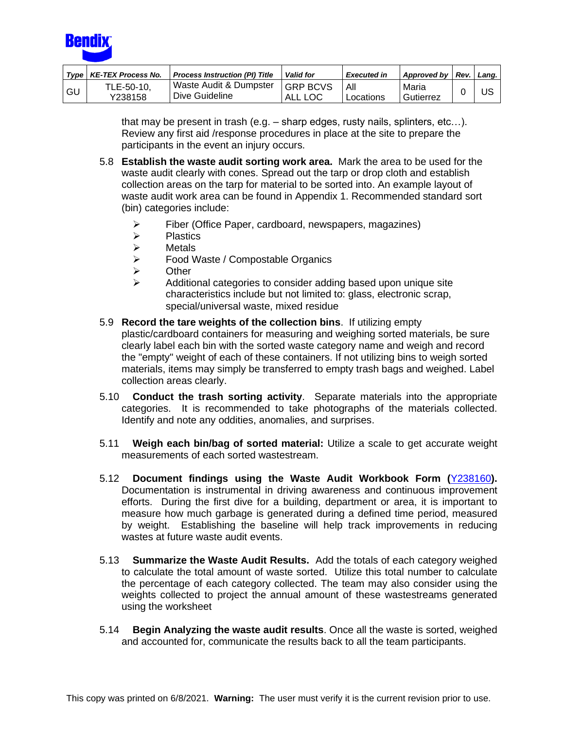that may be present in trash (e.g. – sharp edges, rusty nails, splinters, etc…). Review any first aid /response procedures in place at the site to prepare the participants in the event an injury occurs.

5.8 **Establish the waste audit sorting work area.** Mark the area to be used for the waste audit clearly with cones. Spread out the tarp or drop cloth and establish collection areas on the tarp for material to be sorted into. An example layout of waste audit work area can be found in Appendix 1. Recommended standard sort (bin) categories include:

- Fiber (Office Paper, cardboard, newspapers, magazines)
- Plastics
- Metals
- Food Waste / Compostable Organics
- Other
- Additional categories to consider adding based upon unique site characteristics include but not limited to: glass, electronic scrap, special/universal waste, mixed residue

5.9 **Record the tare weights of the collection bins**. If utilizing empty plastic/cardboard containers for measuring and weighing sorted materials, be sure clearly label each bin with the sorted waste category name and weigh and record the "empty" weight of each of these containers. If not utilizing bins to weigh sorted materials, items may simply be transferred to empty trash bags and weighed. Label collection areas clearly.

5.10 **Conduct the trash sorting activity**. Separate materials into the appropriate categories. It is recommended to take photographs of the materials collected. Identify and note any oddities, anomalies, and surprises.

5.11 **Weigh each bin/bag of sorted material:** Utilize a scale to get accurate weight measurements of each sorted wastestream.

5.12 **Document findings using the Waste Audit Workbook Form (Y238160).** Documentation is instrumental in driving awareness and continuous improvement efforts. During the first dive for a building, department or area, it is important to measure how much garbage is generated during a defined time period, measured by weight. Establishing the baseline will help track improvements in reducing wastes at future waste audit events.

5.13 **Summarize the Waste Audit Results.** Add the totals of each category weighed to calculate the total amount of waste sorted. Utilize this total number to calculate the percentage of each category collected. The team may also consider using the weights collected to project the annual amount of these wastestreams generated using the worksheet

5.14 **Begin Analyzing the waste audit results**. Once all the waste is sorted, weighed and accounted for, communicate the results back to all the team participants.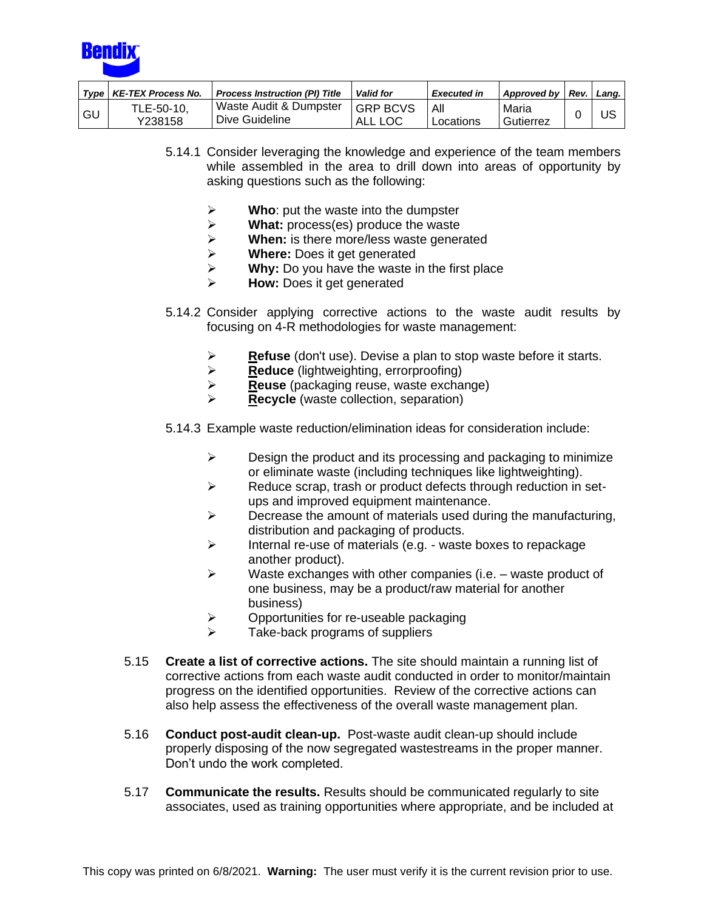5.14.1 Consider leveraging the knowledge and experience of the team members while assembled in the area to drill down into areas of opportunity by asking questions such as the following:

- **Who**: put the waste into the dumpster
- **What:** process(es) produce the waste
- **When:** is there more/less waste generated
- **Where:** Does it get generated
- **Why:** Do you have the waste in the first place
- **How:** Does it get generated

5.14.2 Consider applying corrective actions to the waste audit results by focusing on 4-R methodologies for waste management:

- **Refuse** (don't use). Devise a plan to stop waste before it starts.
- **Reduce** (lightweighting, errorproofing)
- **Reuse** (packaging reuse, waste exchange)
- **Recycle** (waste collection, separation)

5.14.3 Example waste reduction/elimination ideas for consideration include:

- Design the product and its processing and packaging to minimize or eliminate waste (including techniques like lightweighting).
- Reduce scrap, trash or product defects through reduction in set-ups and improved equipment maintenance.
- Decrease the amount of materials used during the manufacturing, distribution and packaging of products.
- Internal re-use of materials (e.g. - waste boxes to repackage another product).
- Waste exchanges with other companies (i.e. – waste product of one business, may be a product/raw material for another business)
- Opportunities for re-useable packaging
- Take-back programs of suppliers

5.15 **Create a list of corrective actions.** The site should maintain a running list of corrective actions from each waste audit conducted in order to monitor/maintain progress on the identified opportunities. Review of the corrective actions can also help assess the effectiveness of the overall waste management plan.

5.16 **Conduct post-audit clean-up.** Post-waste audit clean-up should include properly disposing of the now segregated wastestreams in the proper manner. Don't undo the work completed.

5.17 **Communicate the results.** Results should be communicated regularly to site associates, used as training opportunities where appropriate, and be included at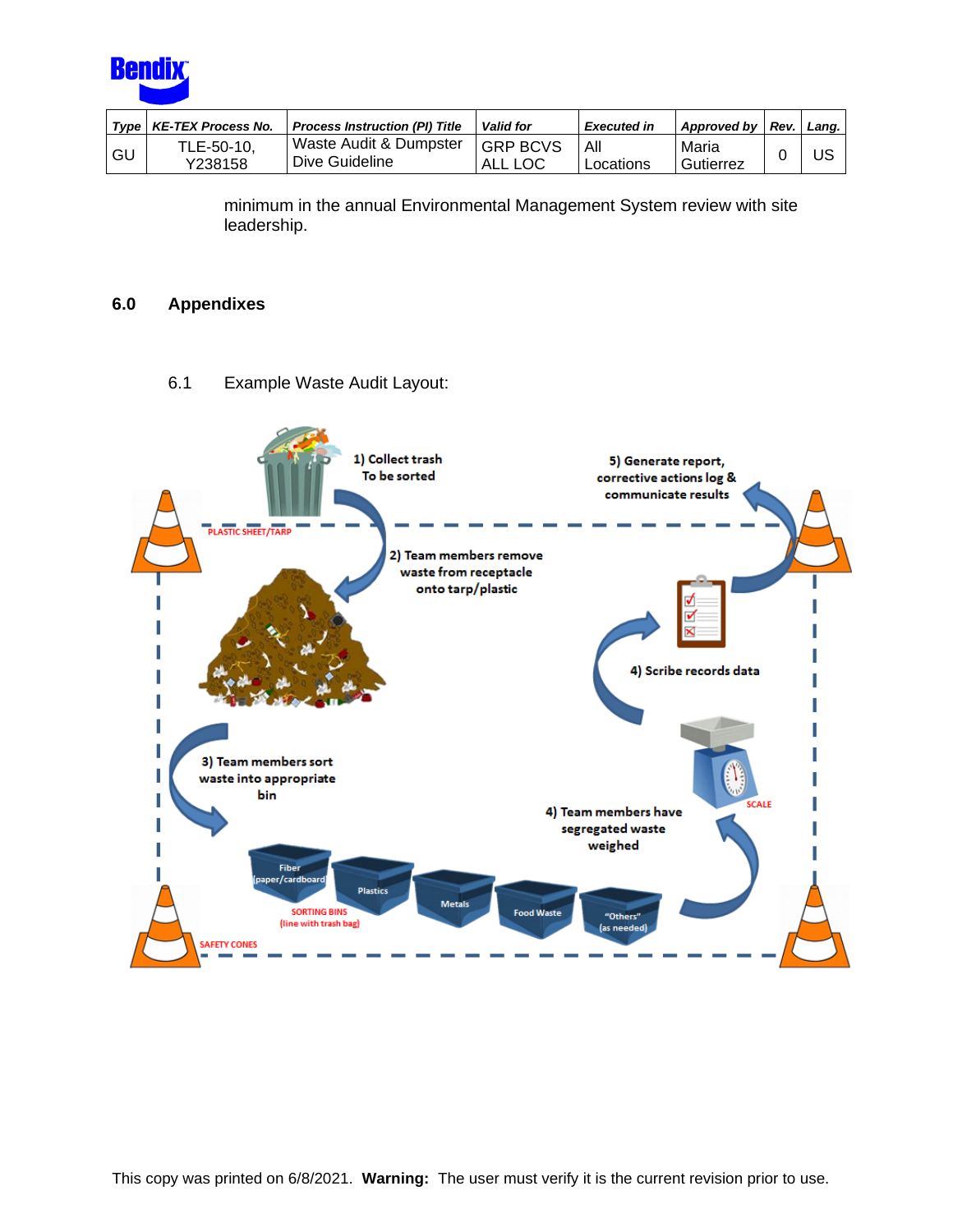minimum in the annual Environmental Management System review with site leadership.

## 6.0 Appendixes

### 6.1 Example Waste Audit Layout:

1) Collect trash To be sorted

PLASTIC SHEET/TARP

2) Team members remove waste from receptacle onto tarp/plastic

3) Team members sort waste into appropriate bin

Fiber (paper/cardboard)

Plastics

Metals

Food Waste

"Others" (as needed)

SORTING BINS (line with trash bag)

SAFETY CONES

4) Team members have segregated waste weighed

SCALE

4) Scribe records data

5) Generate report, corrective actions log & communicate results